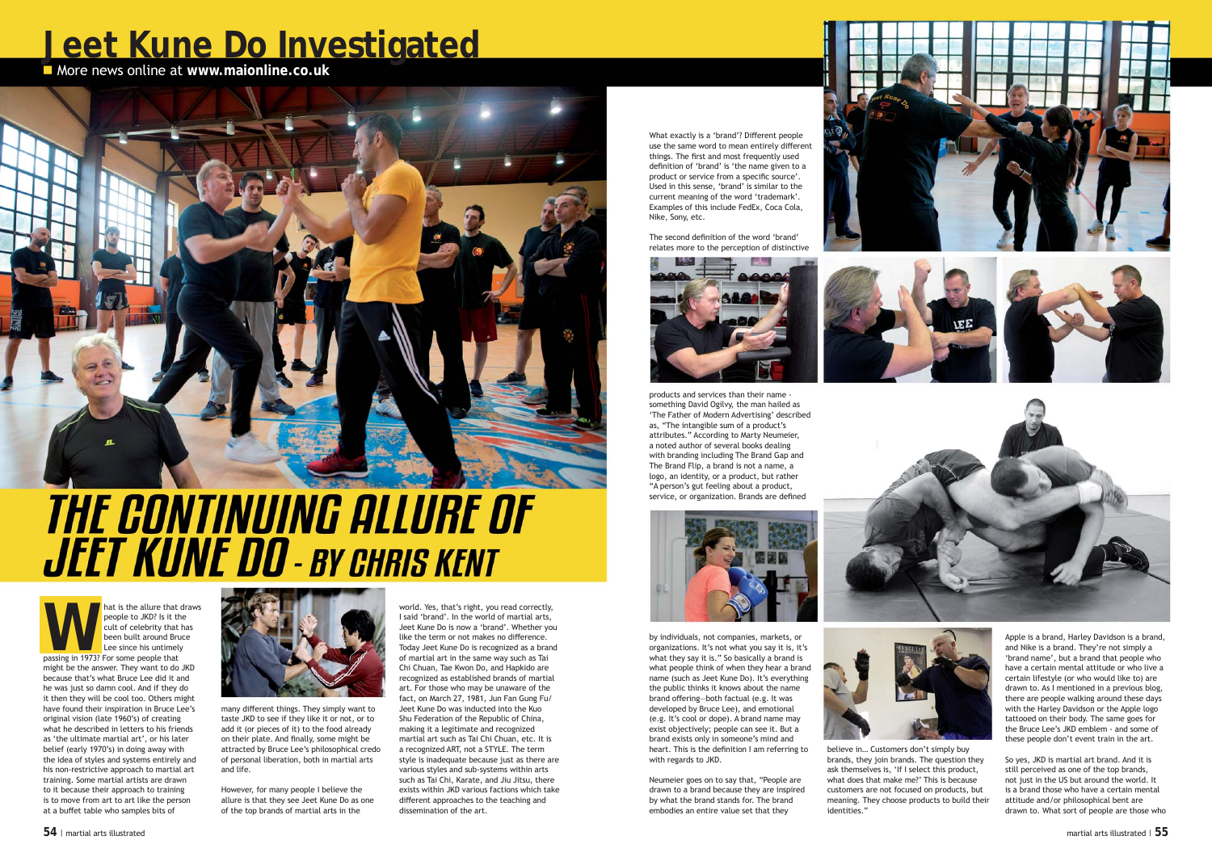# THE CONTINUING ALLURE OF JEET KUNE DO - BY CHRIS KENT

What is the allure that draws people to JKD? Is it the cult of celebrity that has been built around Bruce Lee since his untimely passing in 1973? For some people that might be the answer. They want to do JKD because that's what Bruce Lee did it and he was just so damn cool. And if they do it then they will be cool too. Others might have found their inspiration in Bruce Lee's original vision (late 1960's) of creating what he described in letters to his friends as 'the ultimate martial art', or his later belief (early 1970's) in doing away with the idea of styles and systems entirely and his non-restrictive approach to martial art training. Some martial artists are drawn to it because their approach to training is to move from art to art like the person at a buffet table who samples bits of many different things. They simply want to taste JKD to see if they like it or not, or to add it (or pieces of it) to the food already on their plate. And finally, some might be attracted by Bruce Lee's philosophical credo of personal liberation, both in martial arts and life.

However, for many people I believe the allure is that they see Jeet Kune Do as one of the top brands of martial arts in the world. Yes, that's right, you read correctly, I said 'brand'. In the world of martial arts, Jeet Kune Do is now a 'brand'. Whether you like the term or not makes no difference. Today Jeet Kune Do is recognized as a brand of martial art in the same way such as Tai Chi Chuan, Tae Kwon Do, and Hapkido are recognized as established brands of martial art. For those who may be unaware of the fact, on March 27, 1981, Jun Fan Gung Fu/ Jeet Kune Do was inducted into the Kuo Shu Federation of the Republic of China, making it a legitimate and recognized martial art such as Tai Chi Chuan, etc. It is a recognized ART, not a STYLE. The term style is inadequate because just as there are various styles and sub-systems within arts such as Tai Chi, Karate, and Jiu Jitsu, there exists within JKD various factions which take different approaches to the teaching and dissemination of the art.

What exactly is a 'brand'? Different people use the same word to mean entirely different things. The first and most frequently used definition of 'brand' is 'the name given to a product or service from a specific source'. Used in this sense, 'brand' is similar to the current meaning of the word 'trademark'. Examples of this include FedEx, Coca Cola, Nike, Sony, etc.

The second definition of the word 'brand' relates more to the perception of distinctive products and services than their name - something David Ogilvy, the man hailed as 'The Father of Modern Advertising' described as, "The intangible sum of a product's attributes." According to Marty Neumeier, a noted author of several books dealing with branding including The Brand Gap and The Brand Flip, a brand is not a name, a logo, an identity, or a product, but rather "A person's gut feeling about a product, service, or organization. Brands are defined by individuals, not companies, markets, or organizations. It's not what you say it is, it's what they say it is." So basically a brand is what people think of when they hear a brand name (such as Jeet Kune Do). It's everything the public thinks it knows about the name brand offering—both factual (e.g. It was developed by Bruce Lee), and emotional (e.g. It's cool or dope). A brand name may exist objectively; people can see it. But a brand exists only in someone's mind and heart. This is the definition I am referring to with regards to JKD.

Neumeier goes on to say that, "People are drawn to a brand because they are inspired by what the brand stands for. The brand embodies an entire value set that they believe in… Customers don't simply buy brands, they join brands. The question they ask themselves is, 'If I select this product, what does that make me?' This is because customers are not focused on products, but meaning. They choose products to build their identities."

Apple is a brand, Harley Davidson is a brand, and Nike is a brand. They're not simply a 'brand name', but a brand that people who have a certain mental attitude or who live a certain lifestyle (or who would like to) are drawn to. As I mentioned in a previous blog, there are people walking around these days with the Harley Davidson or the Apple logo tattooed on their body. The same goes for the Bruce Lee's JKD emblem - and some of these people don't event train in the art.

So yes, JKD is martial art brand. And it is still perceived as one of the top brands, not just in the US but around the world. It is a brand those who have a certain mental attitude and/or philosophical bent are drawn to. What sort of people are those who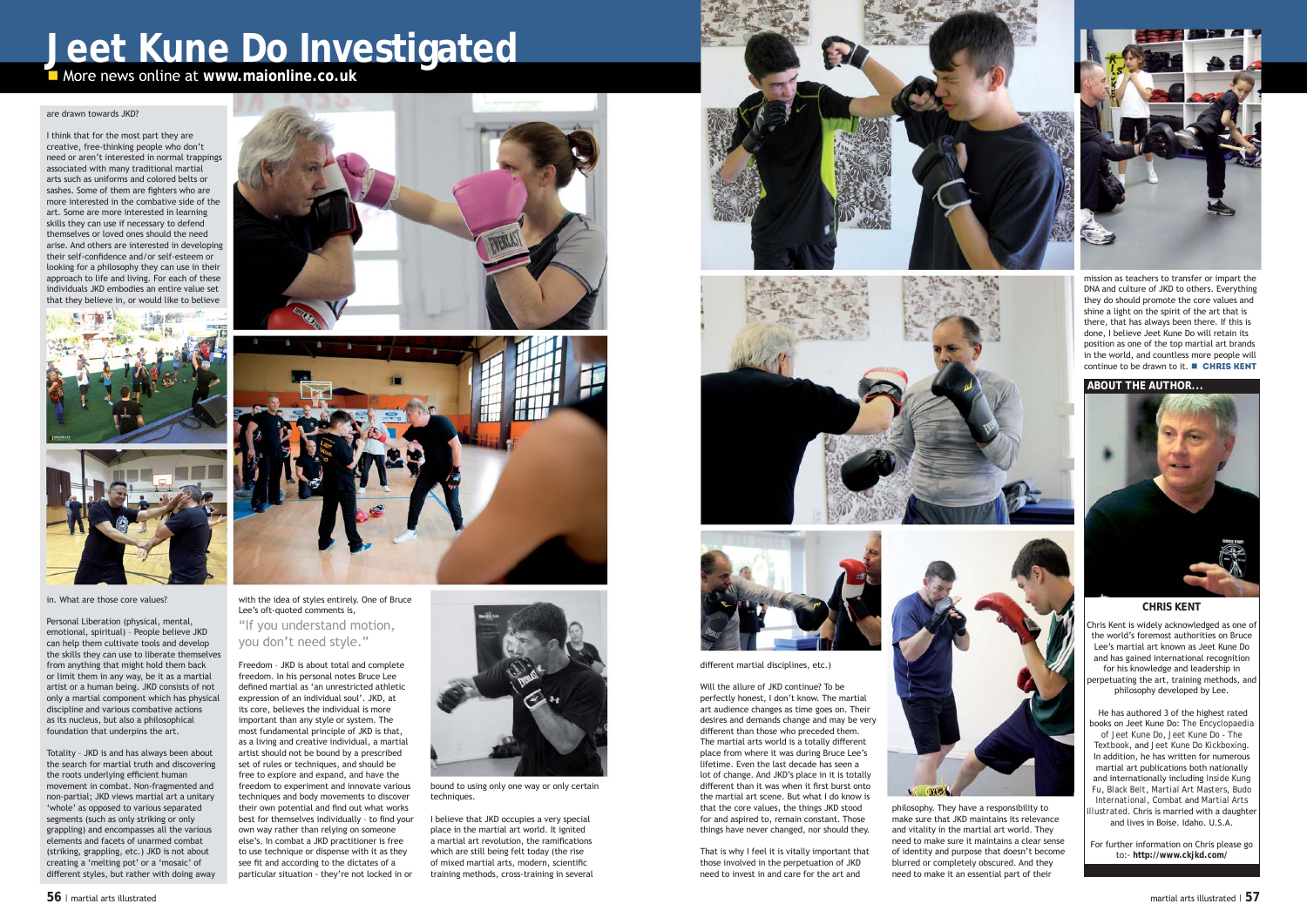# Jeet Kune Do Investigated

More news online at **www.maionline.co.uk**

are drawn towards JKD?

I think that for the most part they are creative, free-thinking people who don't need or aren't interested in normal trappings associated with many traditional martial arts such as uniforms and colored belts or sashes. Some of them are fighters who are more interested in the combative side of the art. Some are more interested in learning skills they can use if necessary to defend themselves or loved ones should the need arise. And others are interested in developing their self-confidence and/or self-esteem or looking for a philosophy they can use in their approach to life and living. For each of these individuals JKD embodies an entire value set that they believe in, or would like to believe in. What are those core values?

Personal Liberation (physical, mental, emotional, spiritual) – People believe JKD can help them cultivate tools and develop the skills they can use to liberate themselves from anything that might hold them back or limit them in any way, be it as a martial artist or a human being. JKD consists of not only a martial component which has physical discipline and various combative actions as its nucleus, but also a philosophical foundation that underpins the art.

Totality – JKD is and has always been about the search for martial truth and discovering the roots underlying efficient human movement in combat. Non-fragmented and non-partial; JKD views martial art a unitary 'whole' as opposed to various separated segments (such as only striking or only grappling) and encompasses all the various elements and facets of unarmed combat (striking, grappling, etc.) JKD is not about creating a 'melting pot' or a 'mosaic' of different styles, but rather with doing away with the idea of styles entirely. One of Bruce Lee's oft-quoted comments is,

> "If you understand motion, you don't need style."

Freedom – JKD is about total and complete freedom. In his personal notes Bruce Lee defined martial as 'an unrestricted athletic expression of an individual soul'. JKD, at its core, believes the individual is more important than any style or system. The most fundamental principle of JKD is that, as a living and creative individual, a martial artist should not be bound by a prescribed set of rules or techniques, and should be free to explore and expand, and have the freedom to experiment and innovate various techniques and body movements to discover their own potential and find out what works best for themselves individually – to find your own way rather than relying on someone else's. In combat a JKD practitioner is free to use technique or dispense with it as they see fit and according to the dictates of a particular situation – they're not locked in or bound to using only one way or only certain techniques.

I believe that JKD occupies a very special place in the martial art world. It ignited a martial art revolution, the ramifications which are still being felt today (the rise of mixed martial arts, modern, scientific training methods, cross-training in several different martial disciplines, etc.)

Will the allure of JKD continue? To be perfectly honest, I don't know. The martial art audience changes as time goes on. Their desires and demands change and may be very different than those who preceded them. The martial arts world is a totally different place from where it was during Bruce Lee's lifetime. Even the last decade has seen a lot of change. And JKD's place in it is totally different than it was when it first burst onto the martial art scene. But what I do know is that the core values, the things JKD stood for and aspired to, remain constant. Those things have never changed, nor should they.

That is why I feel it is vitally important that those involved in the perpetuation of JKD need to invest in and care for the art and philosophy. They have a responsibility to make sure that JKD maintains its relevance and vitality in the martial art world. They need to make sure it maintains a clear sense of identity and purpose that doesn't become blurred or completely obscured. And they need to make it an essential part of their mission as teachers to transfer or impart the DNA and culture of JKD to others. Everything they do should promote the core values and shine a light on the spirit of the art that is there, that has always been there. If this is done, I believe Jeet Kune Do will retain its position as one of the top martial art brands in the world, and countless more people will continue to be drawn to it. ■ **CHRIS KENT**

## ABOUT THE AUTHOR...

**CHRIS KENT**

Chris Kent is widely acknowledged as one of the world's foremost authorities on Bruce Lee's martial art known as Jeet Kune Do and has gained international recognition for his knowledge and leadership in perpetuating the art, training methods, and philosophy developed by Lee.

He has authored 3 of the highest rated books on Jeet Kune Do: *The Encyclopaedia of Jeet Kune Do*, *Jeet Kune Do - The Textbook*, and *Jeet Kune Do Kickboxing*. In addition, he has written for numerous martial art publications both nationally and internationally including *Inside Kung Fu*, *Black Belt*, *Martial Art Masters*, *Budo International*, *Combat* and *Martial Arts Illustrated*. Chris is married with a daughter and lives in Boise. Idaho. U.S.A.

For further information on Chris please go to:- **http://www.ckjkd.com/**